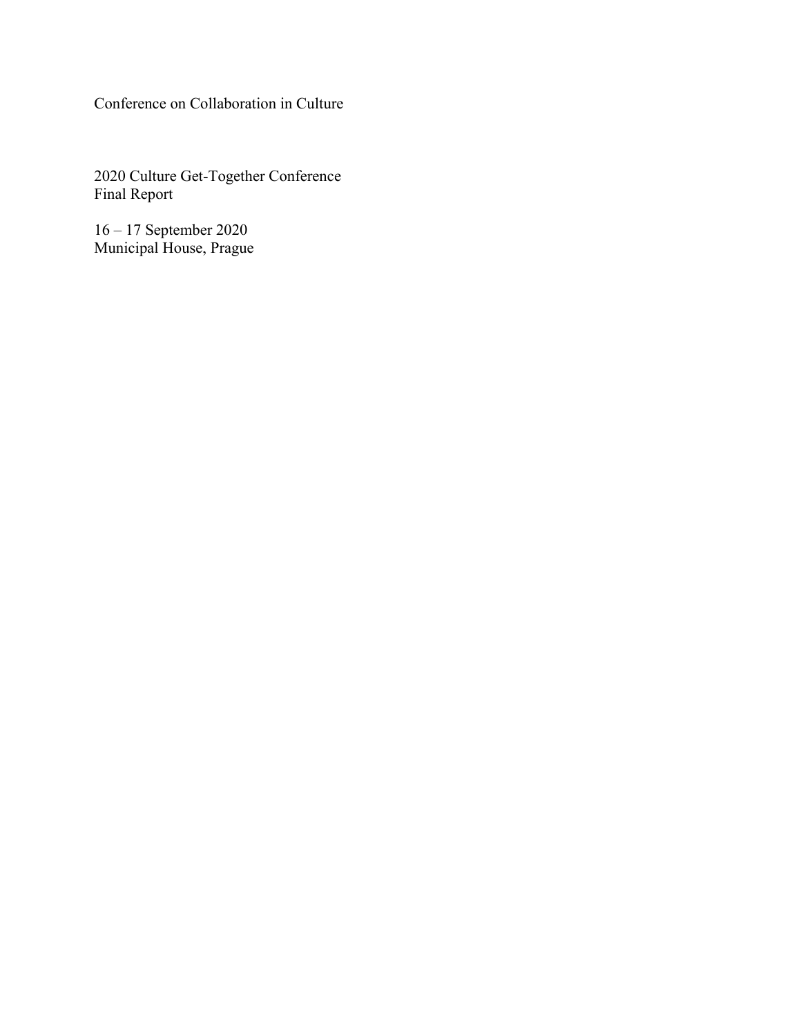Conference on Collaboration in Culture

2020 Culture Get-Together Conference
Final Report

16 – 17 September 2020
Municipal House, Prague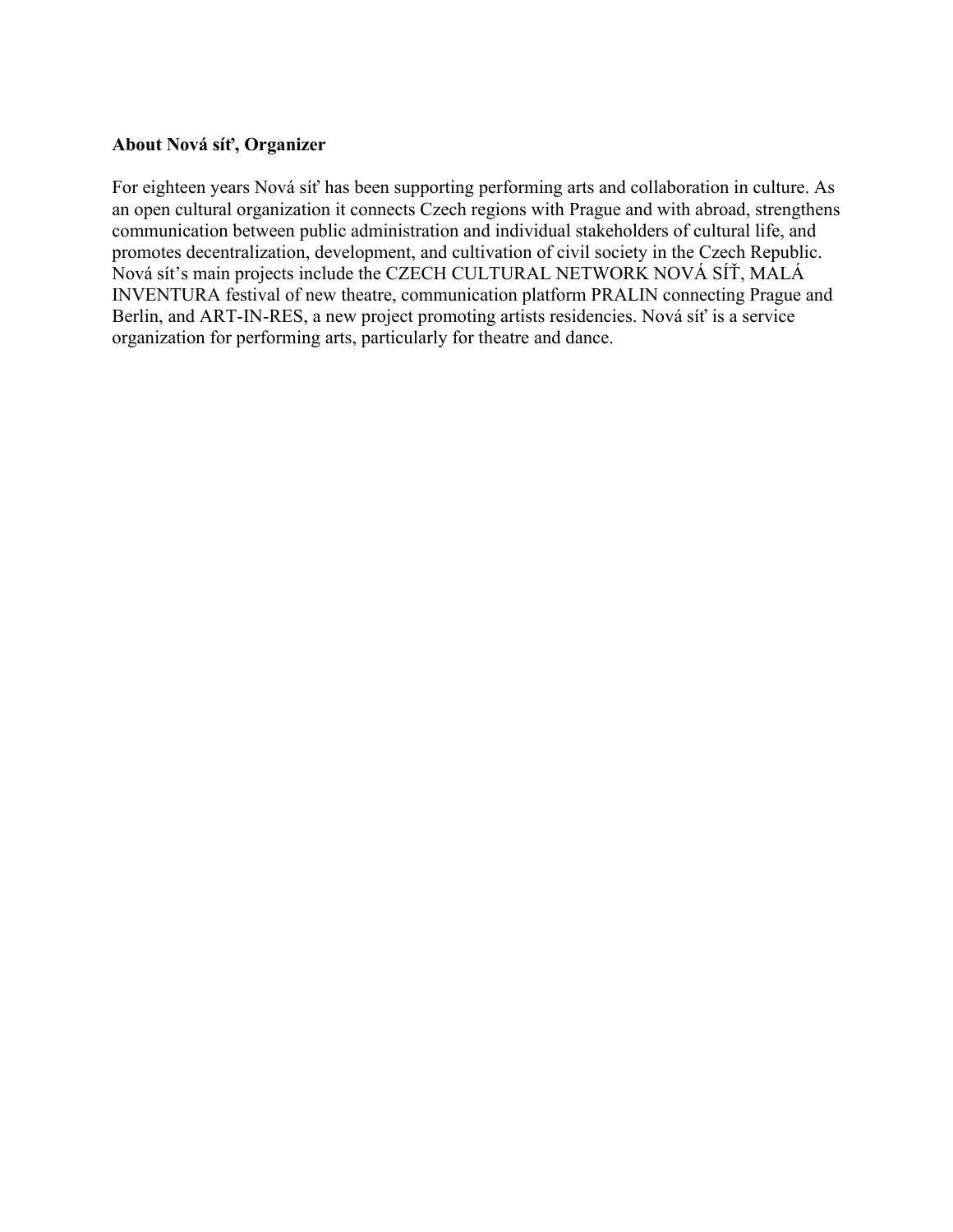**About Nová síť, Organizer**

For eighteen years Nová síť has been supporting performing arts and collaboration in culture. As an open cultural organization it connects Czech regions with Prague and with abroad, strengthens communication between public administration and individual stakeholders of cultural life, and promotes decentralization, development, and cultivation of civil society in the Czech Republic. Nová sít's main projects include the CZECH CULTURAL NETWORK NOVÁ SÍŤ, MALÁ INVENTURA festival of new theatre, communication platform PRALIN connecting Prague and Berlin, and ART-IN-RES, a new project promoting artists residencies. Nová síť is a service organization for performing arts, particularly for theatre and dance.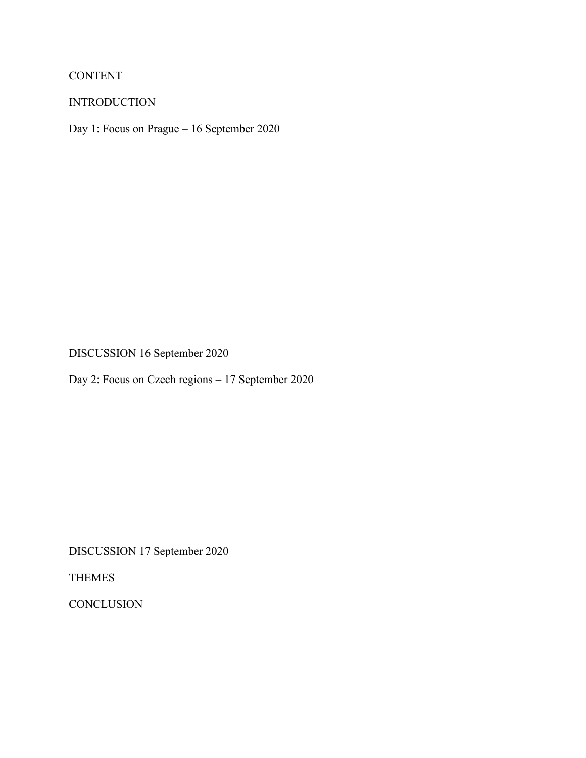CONTENT

INTRODUCTION

Day 1: Focus on Prague – 16 September 2020

DISCUSSION 16 September 2020

Day 2: Focus on Czech regions – 17 September 2020

DISCUSSION 17 September 2020

THEMES

CONCLUSION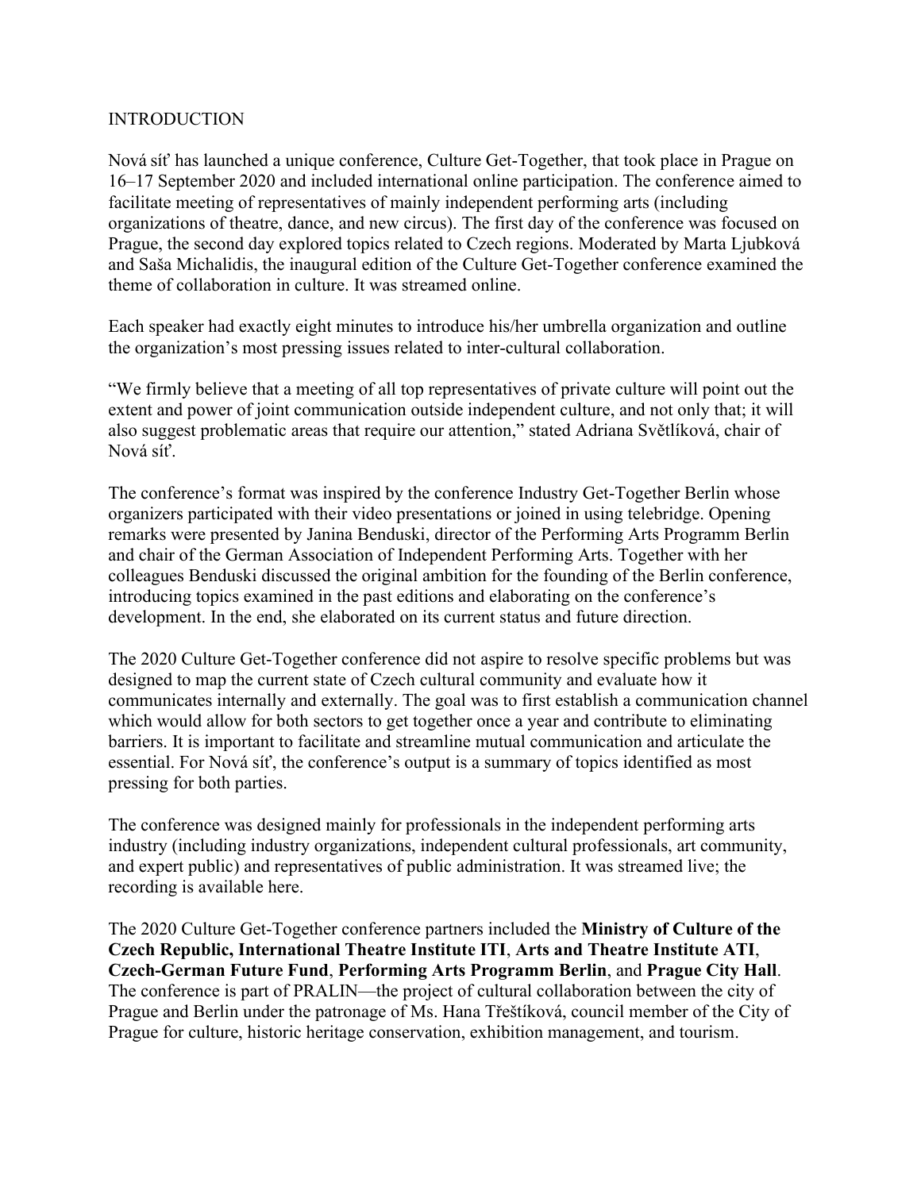# INTRODUCTION

Nová síť has launched a unique conference, Culture Get-Together, that took place in Prague on 16–17 September 2020 and included international online participation. The conference aimed to facilitate meeting of representatives of mainly independent performing arts (including organizations of theatre, dance, and new circus). The first day of the conference was focused on Prague, the second day explored topics related to Czech regions. Moderated by Marta Ljubková and Saša Michalidis, the inaugural edition of the Culture Get-Together conference examined the theme of collaboration in culture. It was streamed online.

Each speaker had exactly eight minutes to introduce his/her umbrella organization and outline the organization's most pressing issues related to inter-cultural collaboration.

"We firmly believe that a meeting of all top representatives of private culture will point out the extent and power of joint communication outside independent culture, and not only that; it will also suggest problematic areas that require our attention," stated Adriana Světlíková, chair of Nová síť.

The conference's format was inspired by the conference Industry Get-Together Berlin whose organizers participated with their video presentations or joined in using telebridge. Opening remarks were presented by Janina Benduski, director of the Performing Arts Programm Berlin and chair of the German Association of Independent Performing Arts. Together with her colleagues Benduski discussed the original ambition for the founding of the Berlin conference, introducing topics examined in the past editions and elaborating on the conference's development. In the end, she elaborated on its current status and future direction.

The 2020 Culture Get-Together conference did not aspire to resolve specific problems but was designed to map the current state of Czech cultural community and evaluate how it communicates internally and externally. The goal was to first establish a communication channel which would allow for both sectors to get together once a year and contribute to eliminating barriers. It is important to facilitate and streamline mutual communication and articulate the essential. For Nová síť, the conference's output is a summary of topics identified as most pressing for both parties.

The conference was designed mainly for professionals in the independent performing arts industry (including industry organizations, independent cultural professionals, art community, and expert public) and representatives of public administration. It was streamed live; the recording is available here.

The 2020 Culture Get-Together conference partners included the **Ministry of Culture of the Czech Republic, International Theatre Institute ITI**, **Arts and Theatre Institute ATI**, **Czech-German Future Fund**, **Performing Arts Programm Berlin**, and **Prague City Hall**. The conference is part of PRALIN—the project of cultural collaboration between the city of Prague and Berlin under the patronage of Ms. Hana Třeštíková, council member of the City of Prague for culture, historic heritage conservation, exhibition management, and tourism.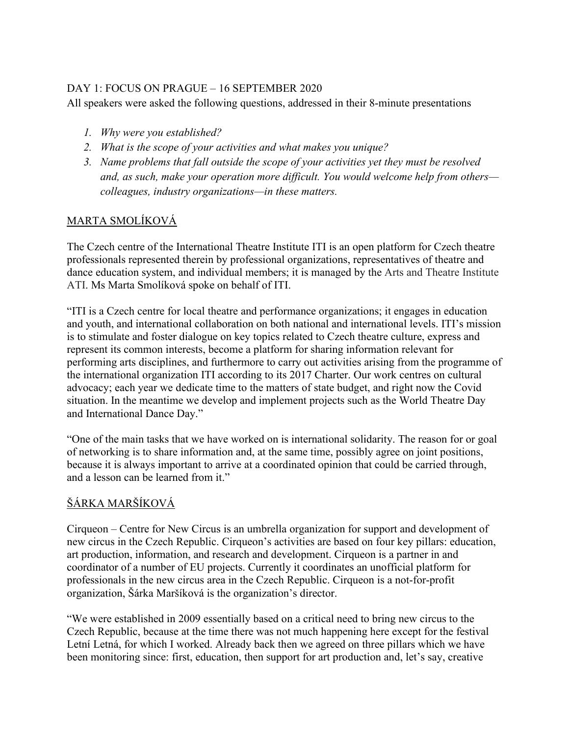DAY 1: FOCUS ON PRAGUE – 16 SEPTEMBER 2020

All speakers were asked the following questions, addressed in their 8-minute presentations

1. *Why were you established?*
2. *What is the scope of your activities and what makes you unique?*
3. *Name problems that fall outside the scope of your activities yet they must be resolved and, as such, make your operation more difficult. You would welcome help from others—colleagues, industry organizations—in these matters.*

## MARTA SMOLÍKOVÁ

The Czech centre of the International Theatre Institute ITI is an open platform for Czech theatre professionals represented therein by professional organizations, representatives of theatre and dance education system, and individual members; it is managed by the Arts and Theatre Institute ATI. Ms Marta Smolíková spoke on behalf of ITI.

"ITI is a Czech centre for local theatre and performance organizations; it engages in education and youth, and international collaboration on both national and international levels. ITI's mission is to stimulate and foster dialogue on key topics related to Czech theatre culture, express and represent its common interests, become a platform for sharing information relevant for performing arts disciplines, and furthermore to carry out activities arising from the programme of the international organization ITI according to its 2017 Charter. Our work centres on cultural advocacy; each year we dedicate time to the matters of state budget, and right now the Covid situation. In the meantime we develop and implement projects such as the World Theatre Day and International Dance Day."

"One of the main tasks that we have worked on is international solidarity. The reason for or goal of networking is to share information and, at the same time, possibly agree on joint positions, because it is always important to arrive at a coordinated opinion that could be carried through, and a lesson can be learned from it."

## ŠÁRKA MARŠÍKOVÁ

Cirqueon – Centre for New Circus is an umbrella organization for support and development of new circus in the Czech Republic. Cirqueon's activities are based on four key pillars: education, art production, information, and research and development. Cirqueon is a partner in and coordinator of a number of EU projects. Currently it coordinates an unofficial platform for professionals in the new circus area in the Czech Republic. Cirqueon is a not-for-profit organization, Šárka Maršíková is the organization's director.

"We were established in 2009 essentially based on a critical need to bring new circus to the Czech Republic, because at the time there was not much happening here except for the festival Letní Letná, for which I worked. Already back then we agreed on three pillars which we have been monitoring since: first, education, then support for art production and, let's say, creative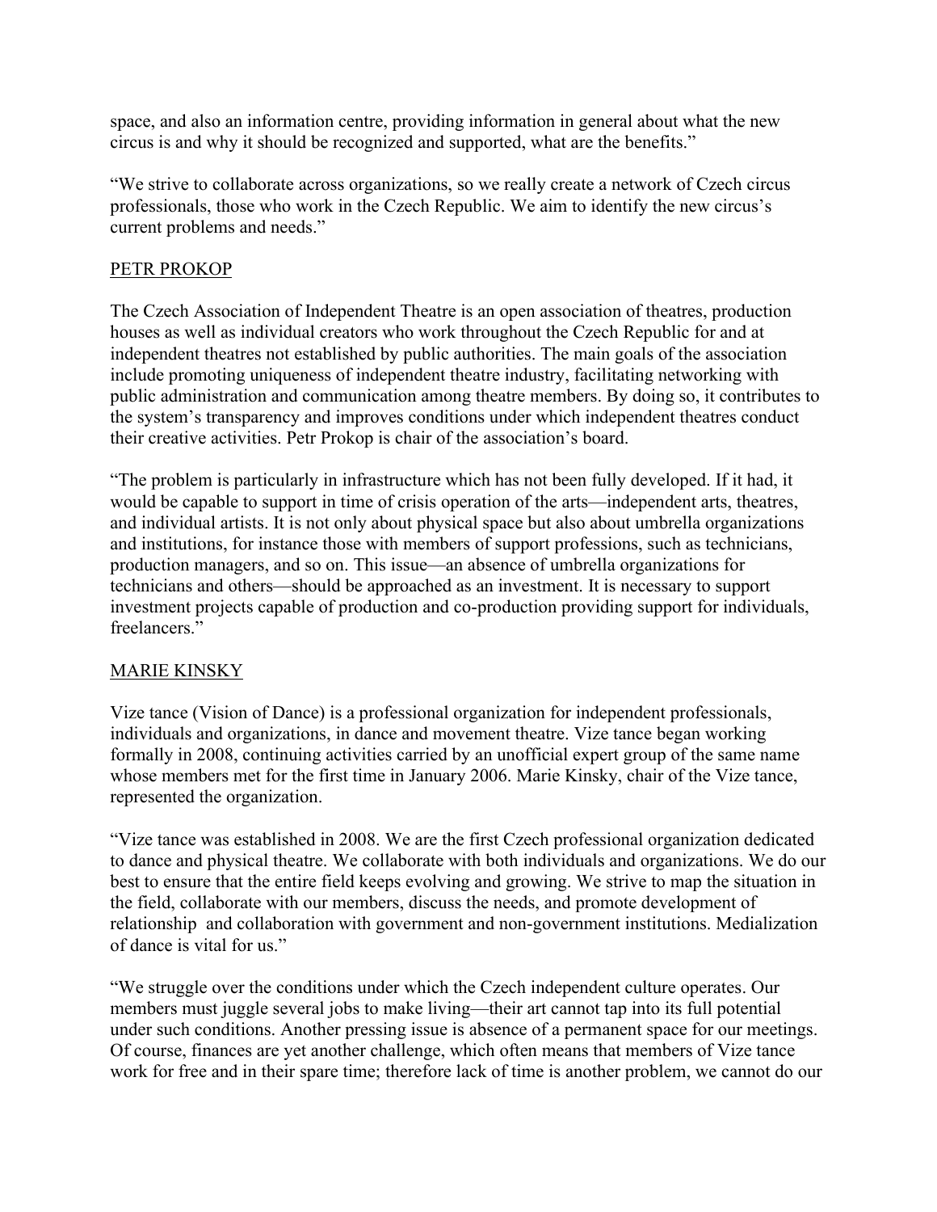space, and also an information centre, providing information in general about what the new circus is and why it should be recognized and supported, what are the benefits."

"We strive to collaborate across organizations, so we really create a network of Czech circus professionals, those who work in the Czech Republic. We aim to identify the new circus's current problems and needs."

<u>PETR PROKOP</u>

The Czech Association of Independent Theatre is an open association of theatres, production houses as well as individual creators who work throughout the Czech Republic for and at independent theatres not established by public authorities. The main goals of the association include promoting uniqueness of independent theatre industry, facilitating networking with public administration and communication among theatre members. By doing so, it contributes to the system's transparency and improves conditions under which independent theatres conduct their creative activities. Petr Prokop is chair of the association's board.

"The problem is particularly in infrastructure which has not been fully developed. If it had, it would be capable to support in time of crisis operation of the arts—independent arts, theatres, and individual artists. It is not only about physical space but also about umbrella organizations and institutions, for instance those with members of support professions, such as technicians, production managers, and so on. This issue—an absence of umbrella organizations for technicians and others—should be approached as an investment. It is necessary to support investment projects capable of production and co-production providing support for individuals, freelancers."

<u>MARIE KINSKY</u>

Vize tance (Vision of Dance) is a professional organization for independent professionals, individuals and organizations, in dance and movement theatre. Vize tance began working formally in 2008, continuing activities carried by an unofficial expert group of the same name whose members met for the first time in January 2006. Marie Kinsky, chair of the Vize tance, represented the organization.

"Vize tance was established in 2008. We are the first Czech professional organization dedicated to dance and physical theatre. We collaborate with both individuals and organizations. We do our best to ensure that the entire field keeps evolving and growing. We strive to map the situation in the field, collaborate with our members, discuss the needs, and promote development of relationship and collaboration with government and non-government institutions. Medialization of dance is vital for us."

"We struggle over the conditions under which the Czech independent culture operates. Our members must juggle several jobs to make living—their art cannot tap into its full potential under such conditions. Another pressing issue is absence of a permanent space for our meetings. Of course, finances are yet another challenge, which often means that members of Vize tance work for free and in their spare time; therefore lack of time is another problem, we cannot do our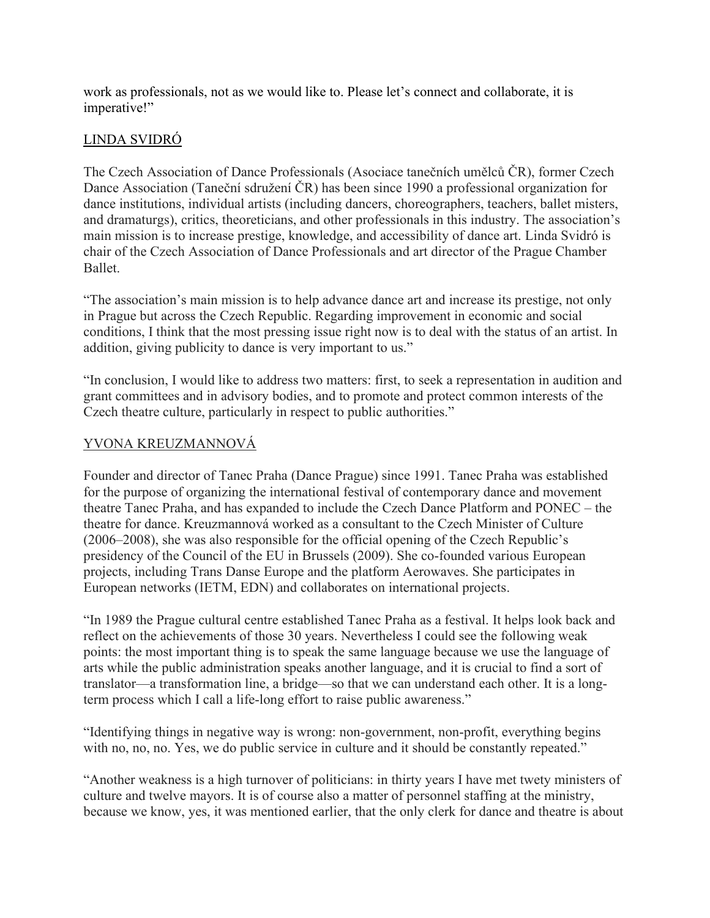work as professionals, not as we would like to. Please let's connect and collaborate, it is imperative!"

## LINDA SVIDRÓ

The Czech Association of Dance Professionals (Asociace tanečních umělců ČR), former Czech Dance Association (Taneční sdružení ČR) has been since 1990 a professional organization for dance institutions, individual artists (including dancers, choreographers, teachers, ballet misters, and dramaturgs), critics, theoreticians, and other professionals in this industry. The association's main mission is to increase prestige, knowledge, and accessibility of dance art. Linda Svidró is chair of the Czech Association of Dance Professionals and art director of the Prague Chamber Ballet.

"The association's main mission is to help advance dance art and increase its prestige, not only in Prague but across the Czech Republic. Regarding improvement in economic and social conditions, I think that the most pressing issue right now is to deal with the status of an artist. In addition, giving publicity to dance is very important to us."

"In conclusion, I would like to address two matters: first, to seek a representation in audition and grant committees and in advisory bodies, and to promote and protect common interests of the Czech theatre culture, particularly in respect to public authorities."

## YVONA KREUZMANNOVÁ

Founder and director of Tanec Praha (Dance Prague) since 1991. Tanec Praha was established for the purpose of organizing the international festival of contemporary dance and movement theatre Tanec Praha, and has expanded to include the Czech Dance Platform and PONEC – the theatre for dance. Kreuzmannová worked as a consultant to the Czech Minister of Culture (2006–2008), she was also responsible for the official opening of the Czech Republic's presidency of the Council of the EU in Brussels (2009). She co-founded various European projects, including Trans Danse Europe and the platform Aerowaves. She participates in European networks (IETM, EDN) and collaborates on international projects.

"In 1989 the Prague cultural centre established Tanec Praha as a festival. It helps look back and reflect on the achievements of those 30 years. Nevertheless I could see the following weak points: the most important thing is to speak the same language because we use the language of arts while the public administration speaks another language, and it is crucial to find a sort of translator—a transformation line, a bridge—so that we can understand each other. It is a long-term process which I call a life-long effort to raise public awareness."

"Identifying things in negative way is wrong: non-government, non-profit, everything begins with no, no, no. Yes, we do public service in culture and it should be constantly repeated."

"Another weakness is a high turnover of politicians: in thirty years I have met twety ministers of culture and twelve mayors. It is of course also a matter of personnel staffing at the ministry, because we know, yes, it was mentioned earlier, that the only clerk for dance and theatre is about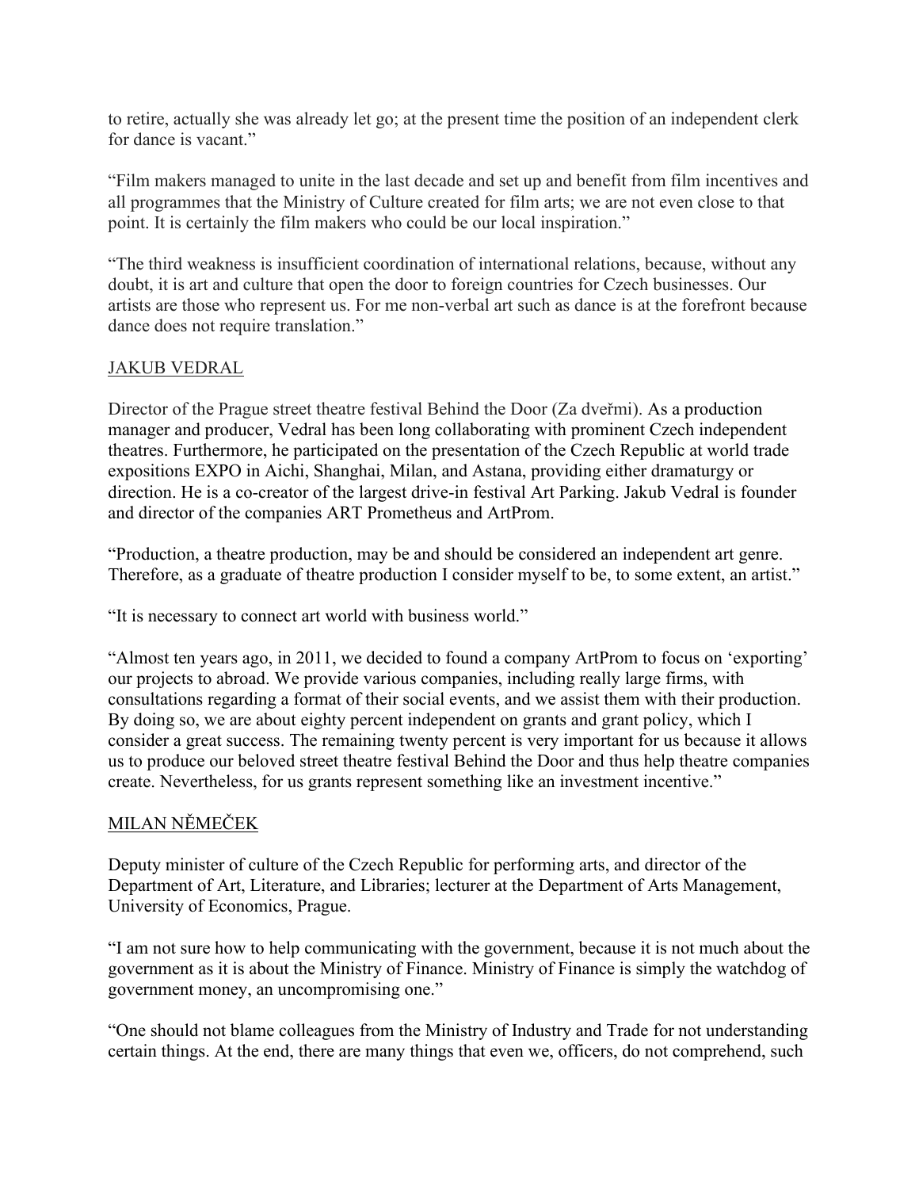to retire, actually she was already let go; at the present time the position of an independent clerk for dance is vacant."

"Film makers managed to unite in the last decade and set up and benefit from film incentives and all programmes that the Ministry of Culture created for film arts; we are not even close to that point. It is certainly the film makers who could be our local inspiration."

"The third weakness is insufficient coordination of international relations, because, without any doubt, it is art and culture that open the door to foreign countries for Czech businesses. Our artists are those who represent us. For me non-verbal art such as dance is at the forefront because dance does not require translation."

JAKUB VEDRAL

Director of the Prague street theatre festival Behind the Door (Za dveřmi). As a production manager and producer, Vedral has been long collaborating with prominent Czech independent theatres. Furthermore, he participated on the presentation of the Czech Republic at world trade expositions EXPO in Aichi, Shanghai, Milan, and Astana, providing either dramaturgy or direction. He is a co-creator of the largest drive-in festival Art Parking. Jakub Vedral is founder and director of the companies ART Prometheus and ArtProm.

"Production, a theatre production, may be and should be considered an independent art genre. Therefore, as a graduate of theatre production I consider myself to be, to some extent, an artist."

"It is necessary to connect art world with business world."

"Almost ten years ago, in 2011, we decided to found a company ArtProm to focus on 'exporting' our projects to abroad. We provide various companies, including really large firms, with consultations regarding a format of their social events, and we assist them with their production. By doing so, we are about eighty percent independent on grants and grant policy, which I consider a great success. The remaining twenty percent is very important for us because it allows us to produce our beloved street theatre festival Behind the Door and thus help theatre companies create. Nevertheless, for us grants represent something like an investment incentive."

MILAN NĚMEČEK

Deputy minister of culture of the Czech Republic for performing arts, and director of the Department of Art, Literature, and Libraries; lecturer at the Department of Arts Management, University of Economics, Prague.

"I am not sure how to help communicating with the government, because it is not much about the government as it is about the Ministry of Finance. Ministry of Finance is simply the watchdog of government money, an uncompromising one."

"One should not blame colleagues from the Ministry of Industry and Trade for not understanding certain things. At the end, there are many things that even we, officers, do not comprehend, such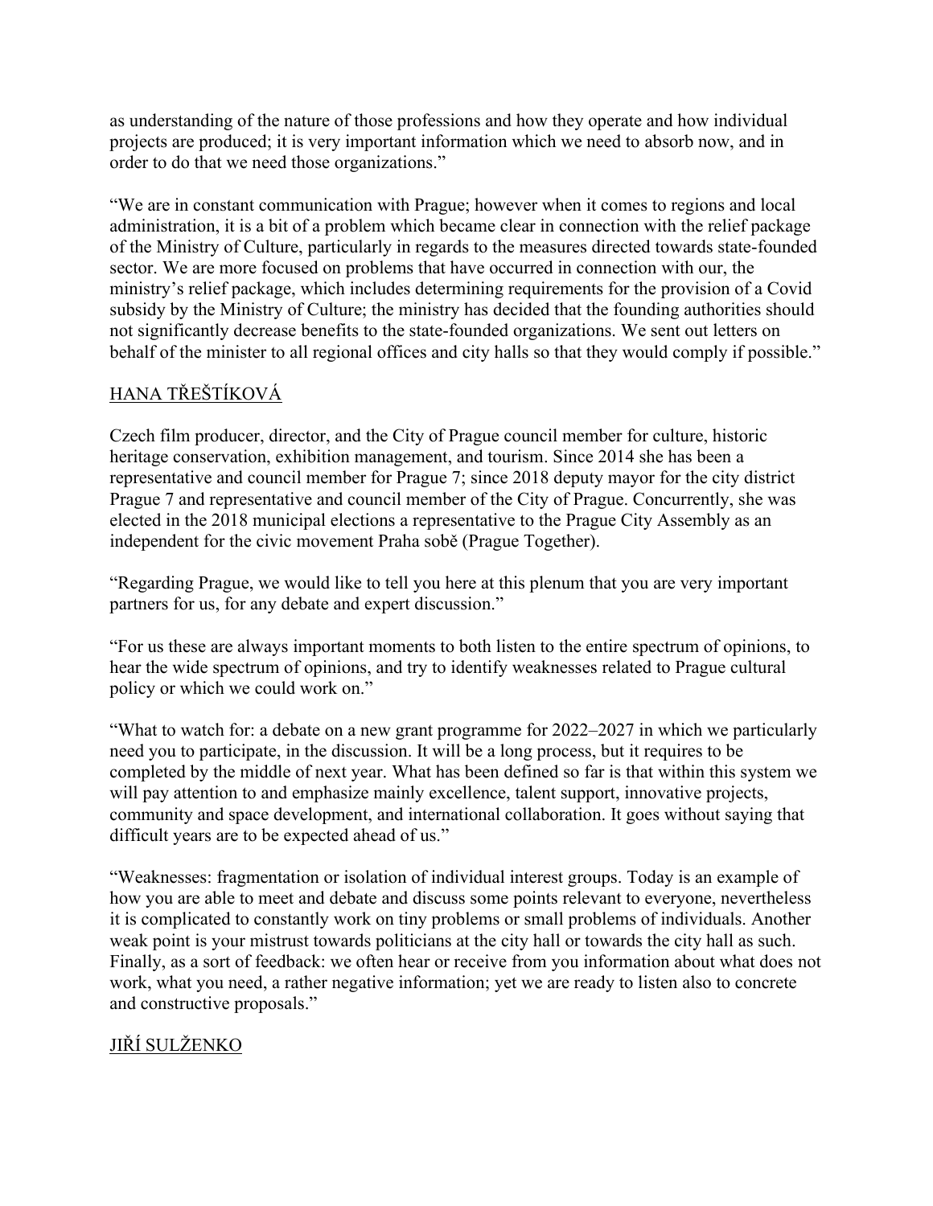as understanding of the nature of those professions and how they operate and how individual projects are produced; it is very important information which we need to absorb now, and in order to do that we need those organizations."

"We are in constant communication with Prague; however when it comes to regions and local administration, it is a bit of a problem which became clear in connection with the relief package of the Ministry of Culture, particularly in regards to the measures directed towards state-founded sector. We are more focused on problems that have occurred in connection with our, the ministry's relief package, which includes determining requirements for the provision of a Covid subsidy by the Ministry of Culture; the ministry has decided that the founding authorities should not significantly decrease benefits to the state-founded organizations. We sent out letters on behalf of the minister to all regional offices and city halls so that they would comply if possible."

## HANA TŘEŠTÍKOVÁ

Czech film producer, director, and the City of Prague council member for culture, historic heritage conservation, exhibition management, and tourism. Since 2014 she has been a representative and council member for Prague 7; since 2018 deputy mayor for the city district Prague 7 and representative and council member of the City of Prague. Concurrently, she was elected in the 2018 municipal elections a representative to the Prague City Assembly as an independent for the civic movement Praha sobě (Prague Together).

"Regarding Prague, we would like to tell you here at this plenum that you are very important partners for us, for any debate and expert discussion."

"For us these are always important moments to both listen to the entire spectrum of opinions, to hear the wide spectrum of opinions, and try to identify weaknesses related to Prague cultural policy or which we could work on."

"What to watch for: a debate on a new grant programme for 2022–2027 in which we particularly need you to participate, in the discussion. It will be a long process, but it requires to be completed by the middle of next year. What has been defined so far is that within this system we will pay attention to and emphasize mainly excellence, talent support, innovative projects, community and space development, and international collaboration. It goes without saying that difficult years are to be expected ahead of us."

"Weaknesses: fragmentation or isolation of individual interest groups. Today is an example of how you are able to meet and debate and discuss some points relevant to everyone, nevertheless it is complicated to constantly work on tiny problems or small problems of individuals. Another weak point is your mistrust towards politicians at the city hall or towards the city hall as such. Finally, as a sort of feedback: we often hear or receive from you information about what does not work, what you need, a rather negative information; yet we are ready to listen also to concrete and constructive proposals."

## JIŘÍ SULŽENKO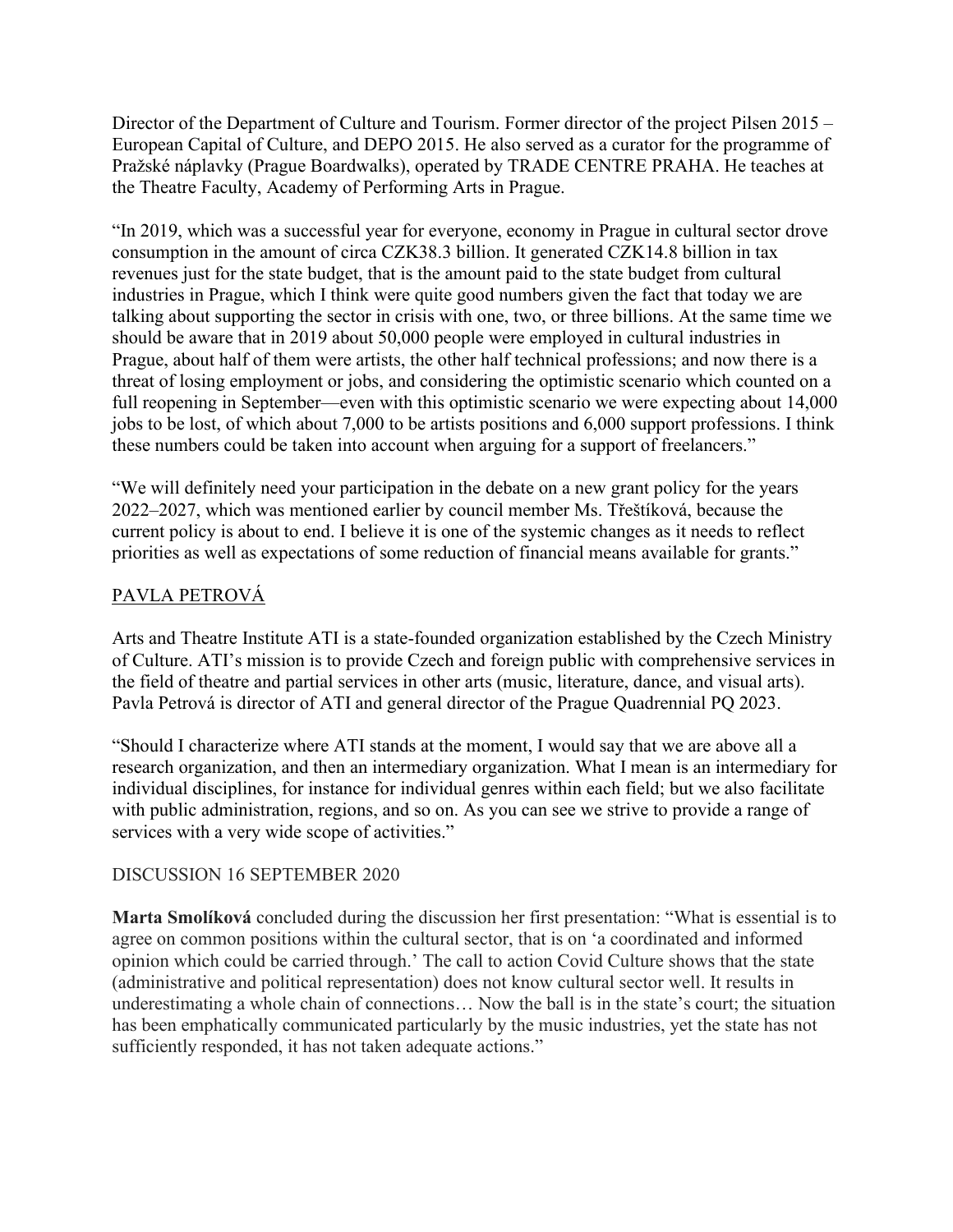Director of the Department of Culture and Tourism. Former director of the project Pilsen 2015 – European Capital of Culture, and DEPO 2015. He also served as a curator for the programme of Pražské náplavky (Prague Boardwalks), operated by TRADE CENTRE PRAHA. He teaches at the Theatre Faculty, Academy of Performing Arts in Prague.

"In 2019, which was a successful year for everyone, economy in Prague in cultural sector drove consumption in the amount of circa CZK38.3 billion. It generated CZK14.8 billion in tax revenues just for the state budget, that is the amount paid to the state budget from cultural industries in Prague, which I think were quite good numbers given the fact that today we are talking about supporting the sector in crisis with one, two, or three billions. At the same time we should be aware that in 2019 about 50,000 people were employed in cultural industries in Prague, about half of them were artists, the other half technical professions; and now there is a threat of losing employment or jobs, and considering the optimistic scenario which counted on a full reopening in September—even with this optimistic scenario we were expecting about 14,000 jobs to be lost, of which about 7,000 to be artists positions and 6,000 support professions. I think these numbers could be taken into account when arguing for a support of freelancers."

"We will definitely need your participation in the debate on a new grant policy for the years 2022–2027, which was mentioned earlier by council member Ms. Třeštíková, because the current policy is about to end. I believe it is one of the systemic changes as it needs to reflect priorities as well as expectations of some reduction of financial means available for grants."

## PAVLA PETROVÁ

Arts and Theatre Institute ATI is a state-founded organization established by the Czech Ministry of Culture. ATI's mission is to provide Czech and foreign public with comprehensive services in the field of theatre and partial services in other arts (music, literature, dance, and visual arts). Pavla Petrová is director of ATI and general director of the Prague Quadrennial PQ 2023.

"Should I characterize where ATI stands at the moment, I would say that we are above all a research organization, and then an intermediary organization. What I mean is an intermediary for individual disciplines, for instance for individual genres within each field; but we also facilitate with public administration, regions, and so on. As you can see we strive to provide a range of services with a very wide scope of activities."

## DISCUSSION 16 SEPTEMBER 2020

**Marta Smolíková** concluded during the discussion her first presentation: "What is essential is to agree on common positions within the cultural sector, that is on 'a coordinated and informed opinion which could be carried through.' The call to action Covid Culture shows that the state (administrative and political representation) does not know cultural sector well. It results in underestimating a whole chain of connections… Now the ball is in the state's court; the situation has been emphatically communicated particularly by the music industries, yet the state has not sufficiently responded, it has not taken adequate actions."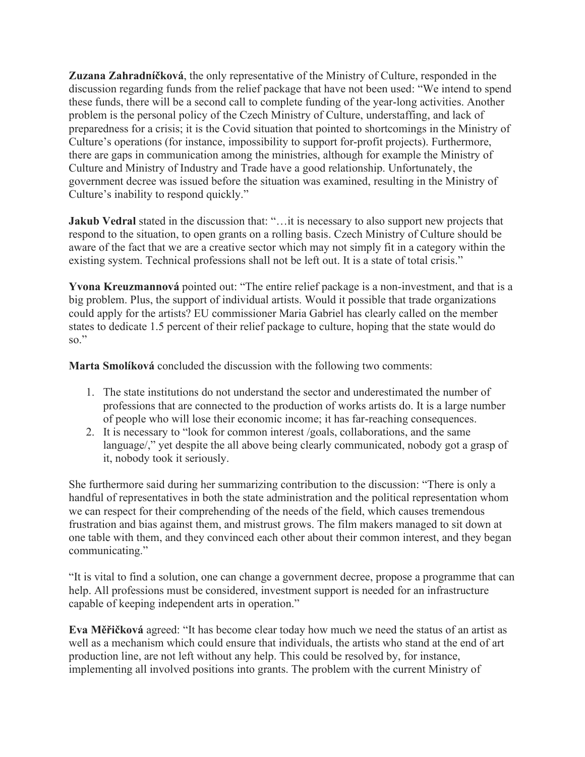**Zuzana Zahradníčková**, the only representative of the Ministry of Culture, responded in the discussion regarding funds from the relief package that have not been used: "We intend to spend these funds, there will be a second call to complete funding of the year-long activities. Another problem is the personal policy of the Czech Ministry of Culture, understaffing, and lack of preparedness for a crisis; it is the Covid situation that pointed to shortcomings in the Ministry of Culture's operations (for instance, impossibility to support for-profit projects). Furthermore, there are gaps in communication among the ministries, although for example the Ministry of Culture and Ministry of Industry and Trade have a good relationship. Unfortunately, the government decree was issued before the situation was examined, resulting in the Ministry of Culture's inability to respond quickly."

**Jakub Vedral** stated in the discussion that: "…it is necessary to also support new projects that respond to the situation, to open grants on a rolling basis. Czech Ministry of Culture should be aware of the fact that we are a creative sector which may not simply fit in a category within the existing system. Technical professions shall not be left out. It is a state of total crisis."

**Yvona Kreuzmannová** pointed out: "The entire relief package is a non-investment, and that is a big problem. Plus, the support of individual artists. Would it possible that trade organizations could apply for the artists? EU commissioner Maria Gabriel has clearly called on the member states to dedicate 1.5 percent of their relief package to culture, hoping that the state would do so."

**Marta Smolíková** concluded the discussion with the following two comments:

1. The state institutions do not understand the sector and underestimated the number of professions that are connected to the production of works artists do. It is a large number of people who will lose their economic income; it has far-reaching consequences.
2. It is necessary to "look for common interest /goals, collaborations, and the same language/," yet despite the all above being clearly communicated, nobody got a grasp of it, nobody took it seriously.

She furthermore said during her summarizing contribution to the discussion: "There is only a handful of representatives in both the state administration and the political representation whom we can respect for their comprehending of the needs of the field, which causes tremendous frustration and bias against them, and mistrust grows. The film makers managed to sit down at one table with them, and they convinced each other about their common interest, and they began communicating."

"It is vital to find a solution, one can change a government decree, propose a programme that can help. All professions must be considered, investment support is needed for an infrastructure capable of keeping independent arts in operation."

**Eva Měřičková** agreed: "It has become clear today how much we need the status of an artist as well as a mechanism which could ensure that individuals, the artists who stand at the end of art production line, are not left without any help. This could be resolved by, for instance, implementing all involved positions into grants. The problem with the current Ministry of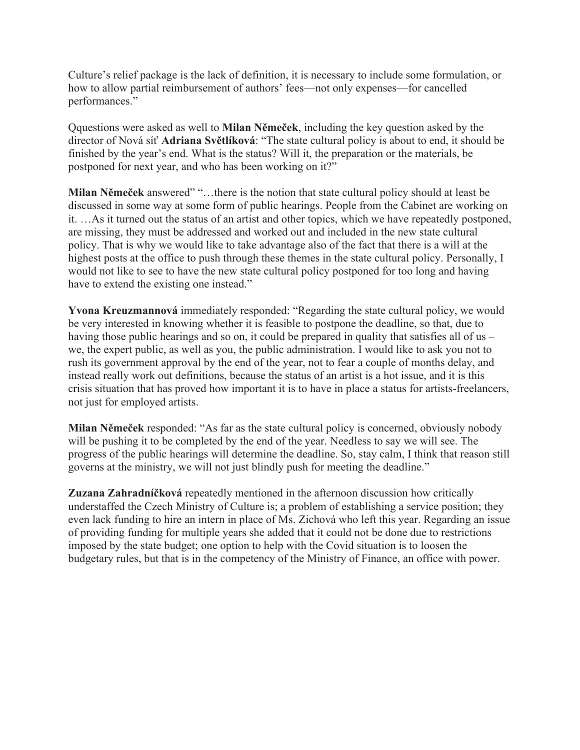Culture's relief package is the lack of definition, it is necessary to include some formulation, or how to allow partial reimbursement of authors' fees—not only expenses—for cancelled performances."

Qquestions were asked as well to **Milan Němeček**, including the key question asked by the director of Nová síť **Adriana Světlíková**: "The state cultural policy is about to end, it should be finished by the year's end. What is the status? Will it, the preparation or the materials, be postponed for next year, and who has been working on it?"

**Milan Němeček** answered" "…there is the notion that state cultural policy should at least be discussed in some way at some form of public hearings. People from the Cabinet are working on it. …As it turned out the status of an artist and other topics, which we have repeatedly postponed, are missing, they must be addressed and worked out and included in the new state cultural policy. That is why we would like to take advantage also of the fact that there is a will at the highest posts at the office to push through these themes in the state cultural policy. Personally, I would not like to see to have the new state cultural policy postponed for too long and having have to extend the existing one instead."

**Yvona Kreuzmannová** immediately responded: "Regarding the state cultural policy, we would be very interested in knowing whether it is feasible to postpone the deadline, so that, due to having those public hearings and so on, it could be prepared in quality that satisfies all of us – we, the expert public, as well as you, the public administration. I would like to ask you not to rush its government approval by the end of the year, not to fear a couple of months delay, and instead really work out definitions, because the status of an artist is a hot issue, and it is this crisis situation that has proved how important it is to have in place a status for artists-freelancers, not just for employed artists.

**Milan Němeček** responded: "As far as the state cultural policy is concerned, obviously nobody will be pushing it to be completed by the end of the year. Needless to say we will see. The progress of the public hearings will determine the deadline. So, stay calm, I think that reason still governs at the ministry, we will not just blindly push for meeting the deadline."

**Zuzana Zahradníčková** repeatedly mentioned in the afternoon discussion how critically understaffed the Czech Ministry of Culture is; a problem of establishing a service position; they even lack funding to hire an intern in place of Ms. Zichová who left this year. Regarding an issue of providing funding for multiple years she added that it could not be done due to restrictions imposed by the state budget; one option to help with the Covid situation is to loosen the budgetary rules, but that is in the competency of the Ministry of Finance, an office with power.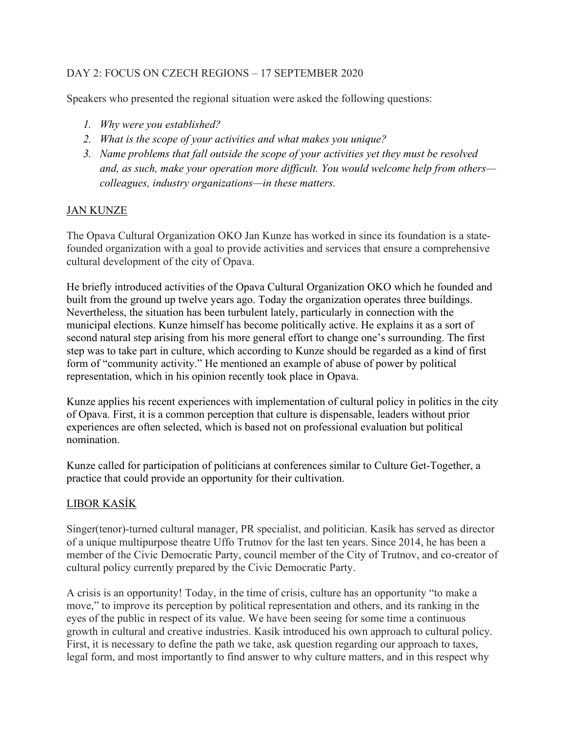DAY 2: FOCUS ON CZECH REGIONS – 17 SEPTEMBER 2020

Speakers who presented the regional situation were asked the following questions:

1. *Why were you established?*
2. *What is the scope of your activities and what makes you unique?*
3. *Name problems that fall outside the scope of your activities yet they must be resolved and, as such, make your operation more difficult. You would welcome help from others—colleagues, industry organizations—in these matters.*

## JAN KUNZE

The Opava Cultural Organization OKO Jan Kunze has worked in since its foundation is a state-founded organization with a goal to provide activities and services that ensure a comprehensive cultural development of the city of Opava.

He briefly introduced activities of the Opava Cultural Organization OKO which he founded and built from the ground up twelve years ago. Today the organization operates three buildings. Nevertheless, the situation has been turbulent lately, particularly in connection with the municipal elections. Kunze himself has become politically active. He explains it as a sort of second natural step arising from his more general effort to change one's surrounding. The first step was to take part in culture, which according to Kunze should be regarded as a kind of first form of "community activity." He mentioned an example of abuse of power by political representation, which in his opinion recently took place in Opava.

Kunze applies his recent experiences with implementation of cultural policy in politics in the city of Opava. First, it is a common perception that culture is dispensable, leaders without prior experiences are often selected, which is based not on professional evaluation but political nomination.

Kunze called for participation of politicians at conferences similar to Culture Get-Together, a practice that could provide an opportunity for their cultivation.

## LIBOR KASÍK

Singer(tenor)-turned cultural manager, PR specialist, and politician. Kasík has served as director of a unique multipurpose theatre Uffo Trutnov for the last ten years. Since 2014, he has been a member of the Civic Democratic Party, council member of the City of Trutnov, and co-creator of cultural policy currently prepared by the Civic Democratic Party.

A crisis is an opportunity! Today, in the time of crisis, culture has an opportunity "to make a move," to improve its perception by political representation and others, and its ranking in the eyes of the public in respect of its value. We have been seeing for some time a continuous growth in cultural and creative industries. Kasík introduced his own approach to cultural policy. First, it is necessary to define the path we take, ask question regarding our approach to taxes, legal form, and most importantly to find answer to why culture matters, and in this respect why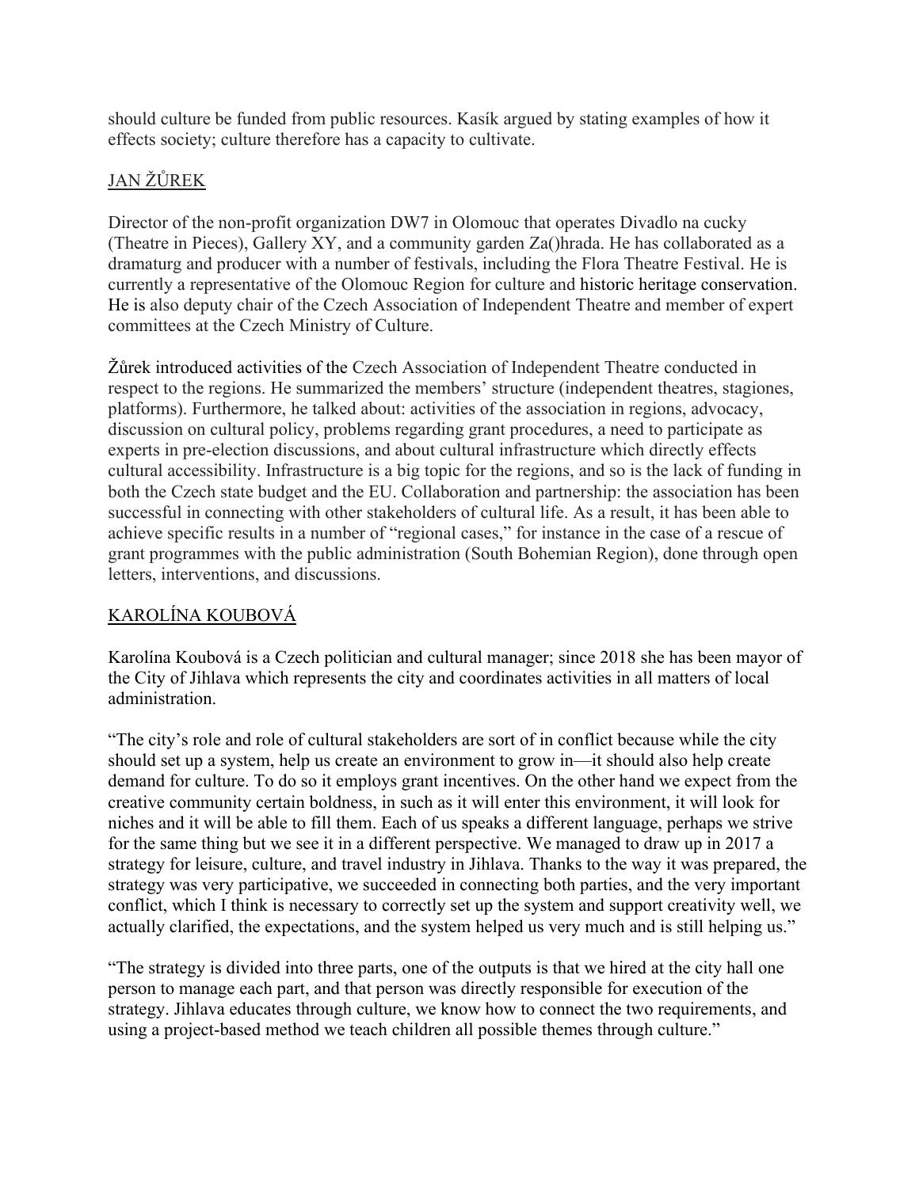should culture be funded from public resources. Kasík argued by stating examples of how it effects society; culture therefore has a capacity to cultivate.

## JAN ŽŮREK

Director of the non-profit organization DW7 in Olomouc that operates Divadlo na cucky (Theatre in Pieces), Gallery XY, and a community garden Za()hrada. He has collaborated as a dramaturg and producer with a number of festivals, including the Flora Theatre Festival. He is currently a representative of the Olomouc Region for culture and historic heritage conservation. He is also deputy chair of the Czech Association of Independent Theatre and member of expert committees at the Czech Ministry of Culture.

Žůrek introduced activities of the Czech Association of Independent Theatre conducted in respect to the regions. He summarized the members' structure (independent theatres, stagiones, platforms). Furthermore, he talked about: activities of the association in regions, advocacy, discussion on cultural policy, problems regarding grant procedures, a need to participate as experts in pre-election discussions, and about cultural infrastructure which directly effects cultural accessibility. Infrastructure is a big topic for the regions, and so is the lack of funding in both the Czech state budget and the EU. Collaboration and partnership: the association has been successful in connecting with other stakeholders of cultural life. As a result, it has been able to achieve specific results in a number of "regional cases," for instance in the case of a rescue of grant programmes with the public administration (South Bohemian Region), done through open letters, interventions, and discussions.

## KAROLÍNA KOUBOVÁ

Karolína Koubová is a Czech politician and cultural manager; since 2018 she has been mayor of the City of Jihlava which represents the city and coordinates activities in all matters of local administration.

"The city's role and role of cultural stakeholders are sort of in conflict because while the city should set up a system, help us create an environment to grow in—it should also help create demand for culture. To do so it employs grant incentives. On the other hand we expect from the creative community certain boldness, in such as it will enter this environment, it will look for niches and it will be able to fill them. Each of us speaks a different language, perhaps we strive for the same thing but we see it in a different perspective. We managed to draw up in 2017 a strategy for leisure, culture, and travel industry in Jihlava. Thanks to the way it was prepared, the strategy was very participative, we succeeded in connecting both parties, and the very important conflict, which I think is necessary to correctly set up the system and support creativity well, we actually clarified, the expectations, and the system helped us very much and is still helping us."

"The strategy is divided into three parts, one of the outputs is that we hired at the city hall one person to manage each part, and that person was directly responsible for execution of the strategy. Jihlava educates through culture, we know how to connect the two requirements, and using a project-based method we teach children all possible themes through culture."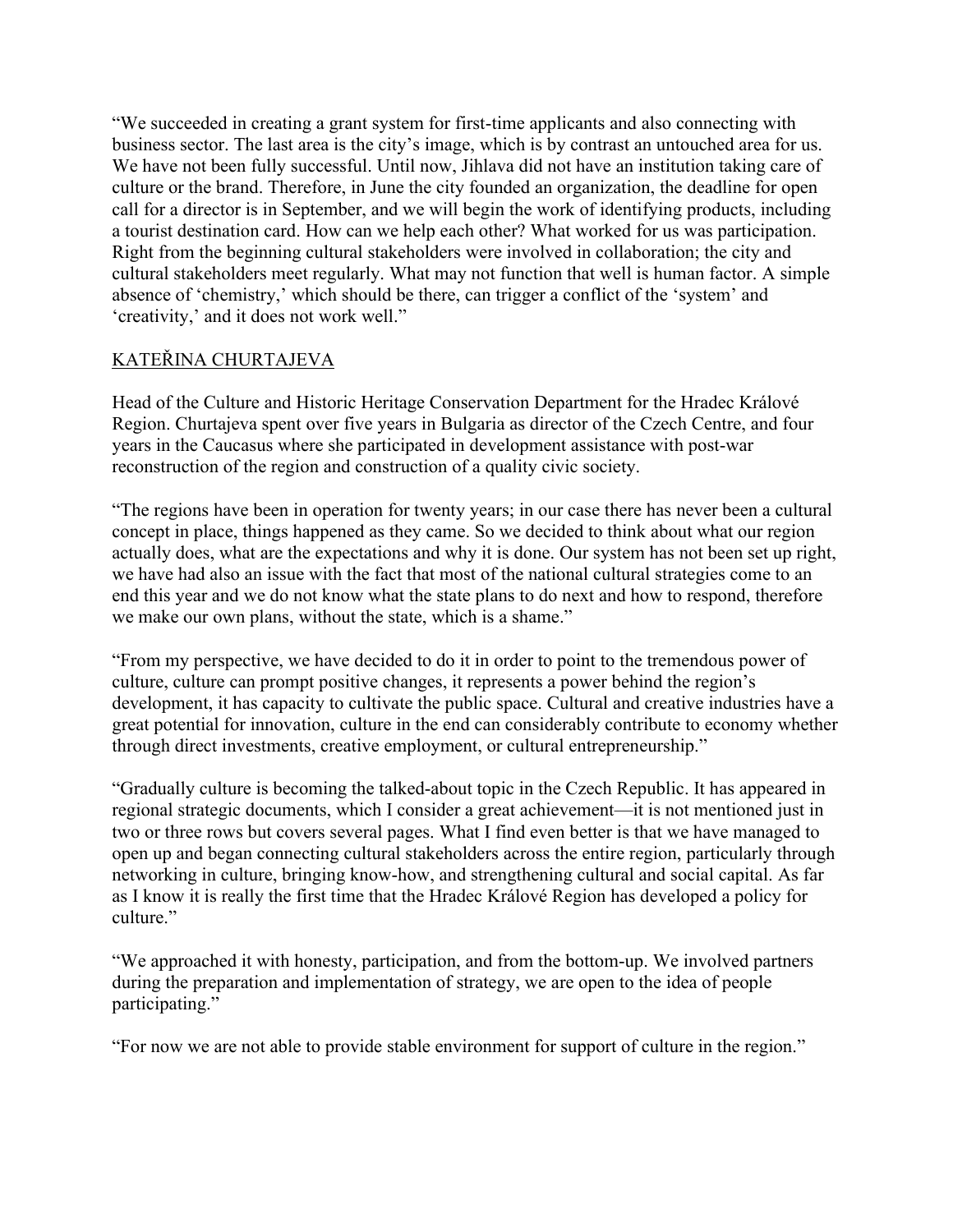"We succeeded in creating a grant system for first-time applicants and also connecting with business sector. The last area is the city's image, which is by contrast an untouched area for us. We have not been fully successful. Until now, Jihlava did not have an institution taking care of culture or the brand. Therefore, in June the city founded an organization, the deadline for open call for a director is in September, and we will begin the work of identifying products, including a tourist destination card. How can we help each other? What worked for us was participation. Right from the beginning cultural stakeholders were involved in collaboration; the city and cultural stakeholders meet regularly. What may not function that well is human factor. A simple absence of 'chemistry,' which should be there, can trigger a conflict of the 'system' and 'creativity,' and it does not work well."

KATEŘINA CHURTAJEVA

Head of the Culture and Historic Heritage Conservation Department for the Hradec Králové Region. Churtajeva spent over five years in Bulgaria as director of the Czech Centre, and four years in the Caucasus where she participated in development assistance with post-war reconstruction of the region and construction of a quality civic society.

"The regions have been in operation for twenty years; in our case there has never been a cultural concept in place, things happened as they came. So we decided to think about what our region actually does, what are the expectations and why it is done. Our system has not been set up right, we have had also an issue with the fact that most of the national cultural strategies come to an end this year and we do not know what the state plans to do next and how to respond, therefore we make our own plans, without the state, which is a shame."

"From my perspective, we have decided to do it in order to point to the tremendous power of culture, culture can prompt positive changes, it represents a power behind the region's development, it has capacity to cultivate the public space. Cultural and creative industries have a great potential for innovation, culture in the end can considerably contribute to economy whether through direct investments, creative employment, or cultural entrepreneurship."

"Gradually culture is becoming the talked-about topic in the Czech Republic. It has appeared in regional strategic documents, which I consider a great achievement—it is not mentioned just in two or three rows but covers several pages. What I find even better is that we have managed to open up and began connecting cultural stakeholders across the entire region, particularly through networking in culture, bringing know-how, and strengthening cultural and social capital. As far as I know it is really the first time that the Hradec Králové Region has developed a policy for culture."

"We approached it with honesty, participation, and from the bottom-up. We involved partners during the preparation and implementation of strategy, we are open to the idea of people participating."

"For now we are not able to provide stable environment for support of culture in the region."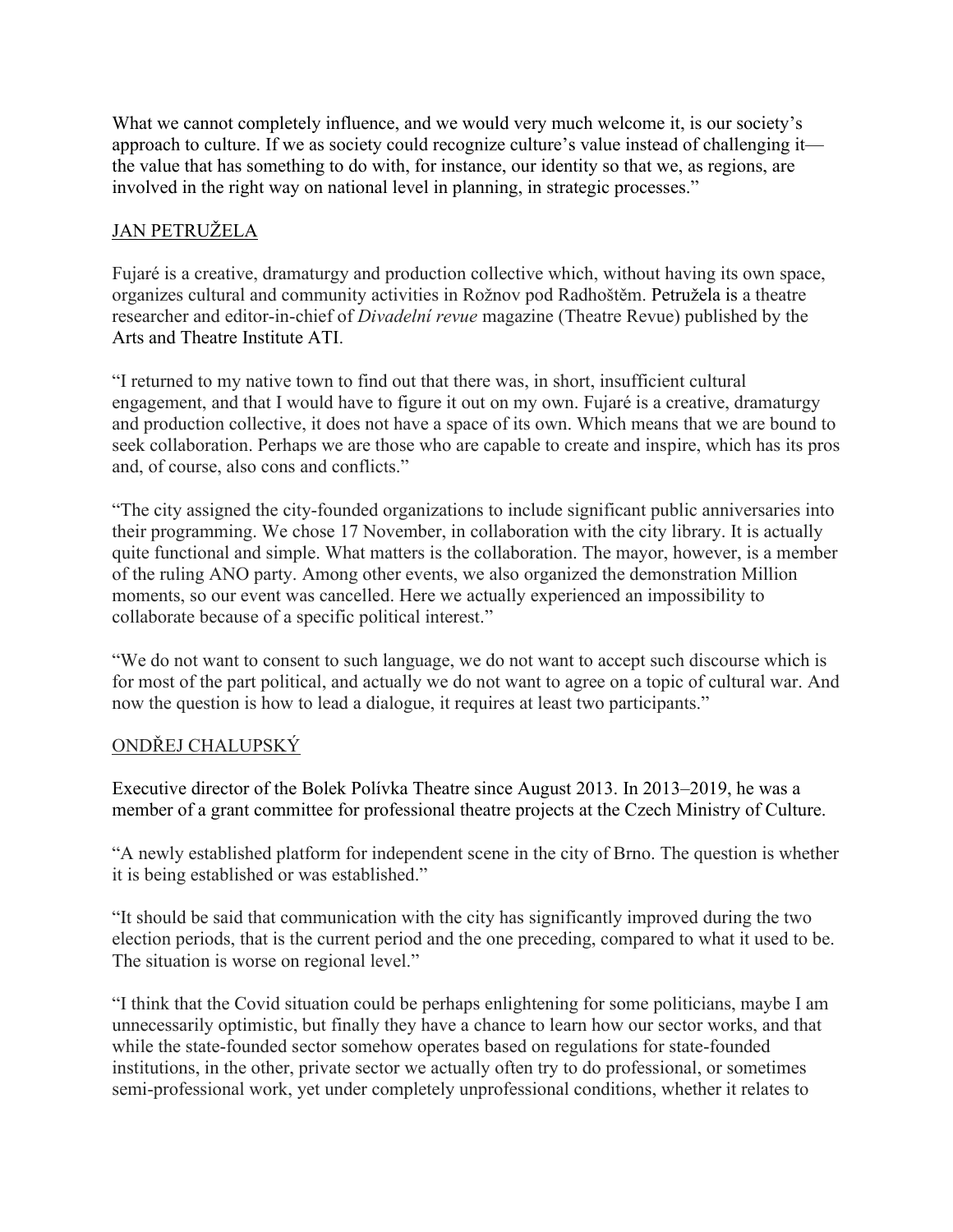What we cannot completely influence, and we would very much welcome it, is our society's approach to culture. If we as society could recognize culture's value instead of challenging it—the value that has something to do with, for instance, our identity so that we, as regions, are involved in the right way on national level in planning, in strategic processes."

## JAN PETRUŽELA

Fujaré is a creative, dramaturgy and production collective which, without having its own space, organizes cultural and community activities in Rožnov pod Radhoštěm. Petružela is a theatre researcher and editor-in-chief of *Divadelní revue* magazine (Theatre Revue) published by the Arts and Theatre Institute ATI.

"I returned to my native town to find out that there was, in short, insufficient cultural engagement, and that I would have to figure it out on my own. Fujaré is a creative, dramaturgy and production collective, it does not have a space of its own. Which means that we are bound to seek collaboration. Perhaps we are those who are capable to create and inspire, which has its pros and, of course, also cons and conflicts."

"The city assigned the city-founded organizations to include significant public anniversaries into their programming. We chose 17 November, in collaboration with the city library. It is actually quite functional and simple. What matters is the collaboration. The mayor, however, is a member of the ruling ANO party. Among other events, we also organized the demonstration Million moments, so our event was cancelled. Here we actually experienced an impossibility to collaborate because of a specific political interest."

"We do not want to consent to such language, we do not want to accept such discourse which is for most of the part political, and actually we do not want to agree on a topic of cultural war. And now the question is how to lead a dialogue, it requires at least two participants."

## ONDŘEJ CHALUPSKÝ

Executive director of the Bolek Polívka Theatre since August 2013. In 2013–2019, he was a member of a grant committee for professional theatre projects at the Czech Ministry of Culture.

"A newly established platform for independent scene in the city of Brno. The question is whether it is being established or was established."

"It should be said that communication with the city has significantly improved during the two election periods, that is the current period and the one preceding, compared to what it used to be. The situation is worse on regional level."

"I think that the Covid situation could be perhaps enlightening for some politicians, maybe I am unnecessarily optimistic, but finally they have a chance to learn how our sector works, and that while the state-founded sector somehow operates based on regulations for state-founded institutions, in the other, private sector we actually often try to do professional, or sometimes semi-professional work, yet under completely unprofessional conditions, whether it relates to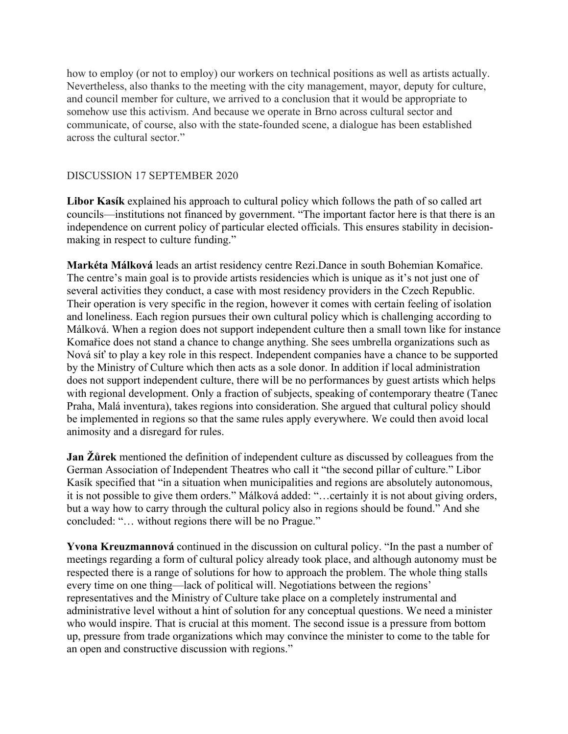how to employ (or not to employ) our workers on technical positions as well as artists actually. Nevertheless, also thanks to the meeting with the city management, mayor, deputy for culture, and council member for culture, we arrived to a conclusion that it would be appropriate to somehow use this activism. And because we operate in Brno across cultural sector and communicate, of course, also with the state-founded scene, a dialogue has been established across the cultural sector."

## DISCUSSION 17 SEPTEMBER 2020

**Libor Kasík** explained his approach to cultural policy which follows the path of so called art councils—institutions not financed by government. "The important factor here is that there is an independence on current policy of particular elected officials. This ensures stability in decision-making in respect to culture funding."

**Markéta Málková** leads an artist residency centre Rezi.Dance in south Bohemian Komařice. The centre's main goal is to provide artists residencies which is unique as it's not just one of several activities they conduct, a case with most residency providers in the Czech Republic. Their operation is very specific in the region, however it comes with certain feeling of isolation and loneliness. Each region pursues their own cultural policy which is challenging according to Málková. When a region does not support independent culture then a small town like for instance Komařice does not stand a chance to change anything. She sees umbrella organizations such as Nová síť to play a key role in this respect. Independent companies have a chance to be supported by the Ministry of Culture which then acts as a sole donor. In addition if local administration does not support independent culture, there will be no performances by guest artists which helps with regional development. Only a fraction of subjects, speaking of contemporary theatre (Tanec Praha, Malá inventura), takes regions into consideration. She argued that cultural policy should be implemented in regions so that the same rules apply everywhere. We could then avoid local animosity and a disregard for rules.

**Jan Žůrek** mentioned the definition of independent culture as discussed by colleagues from the German Association of Independent Theatres who call it "the second pillar of culture." Libor Kasík specified that "in a situation when municipalities and regions are absolutely autonomous, it is not possible to give them orders." Málková added: "…certainly it is not about giving orders, but a way how to carry through the cultural policy also in regions should be found." And she concluded: "… without regions there will be no Prague."

**Yvona Kreuzmannová** continued in the discussion on cultural policy. "In the past a number of meetings regarding a form of cultural policy already took place, and although autonomy must be respected there is a range of solutions for how to approach the problem. The whole thing stalls every time on one thing—lack of political will. Negotiations between the regions' representatives and the Ministry of Culture take place on a completely instrumental and administrative level without a hint of solution for any conceptual questions. We need a minister who would inspire. That is crucial at this moment. The second issue is a pressure from bottom up, pressure from trade organizations which may convince the minister to come to the table for an open and constructive discussion with regions."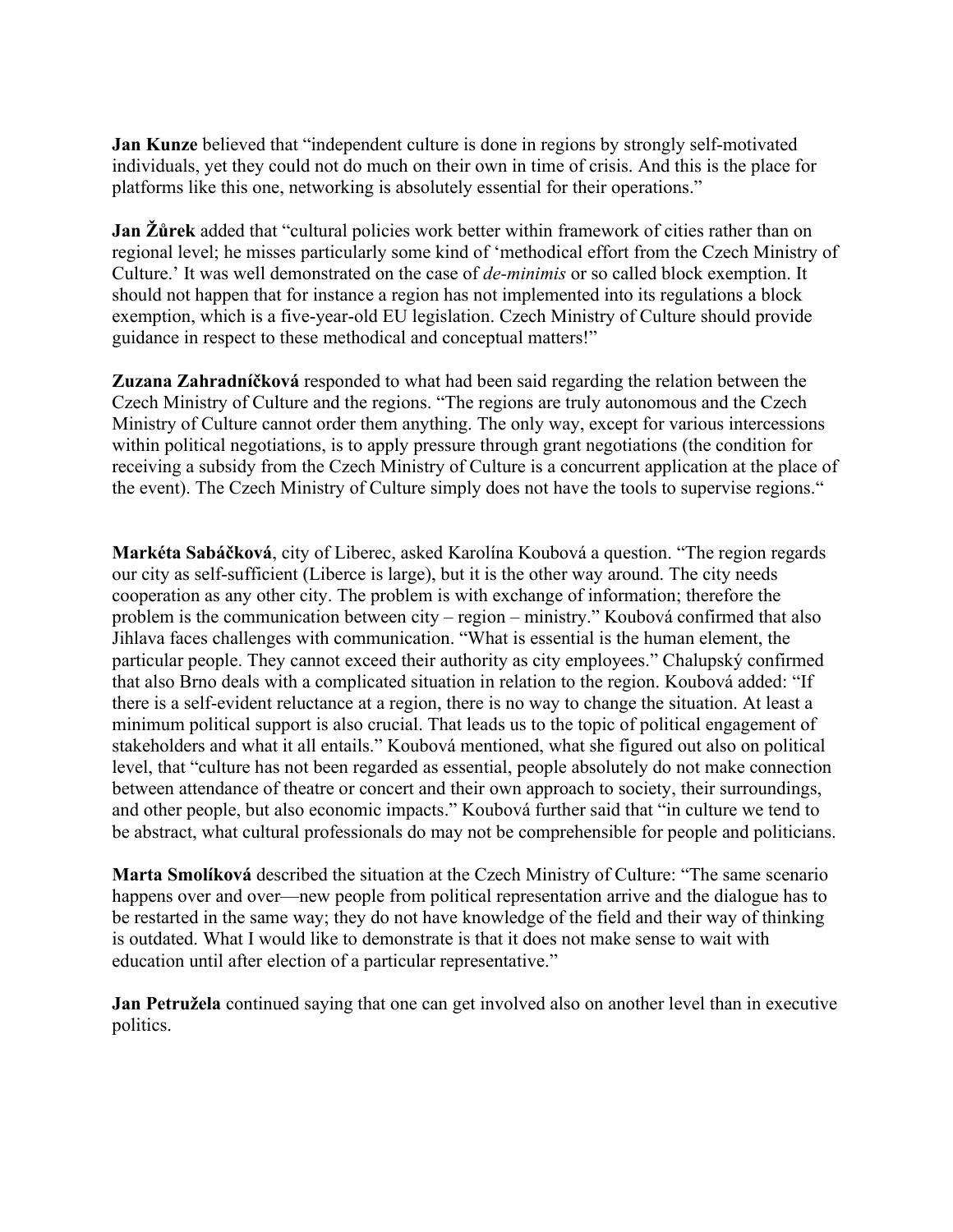**Jan Kunze** believed that "independent culture is done in regions by strongly self-motivated individuals, yet they could not do much on their own in time of crisis. And this is the place for platforms like this one, networking is absolutely essential for their operations."

**Jan Žůrek** added that "cultural policies work better within framework of cities rather than on regional level; he misses particularly some kind of 'methodical effort from the Czech Ministry of Culture.' It was well demonstrated on the case of *de-minimis* or so called block exemption. It should not happen that for instance a region has not implemented into its regulations a block exemption, which is a five-year-old EU legislation. Czech Ministry of Culture should provide guidance in respect to these methodical and conceptual matters!"

**Zuzana Zahradníčková** responded to what had been said regarding the relation between the Czech Ministry of Culture and the regions. "The regions are truly autonomous and the Czech Ministry of Culture cannot order them anything. The only way, except for various intercessions within political negotiations, is to apply pressure through grant negotiations (the condition for receiving a subsidy from the Czech Ministry of Culture is a concurrent application at the place of the event). The Czech Ministry of Culture simply does not have the tools to supervise regions."

**Markéta Sabáčková**, city of Liberec, asked Karolína Koubová a question. "The region regards our city as self-sufficient (Liberce is large), but it is the other way around. The city needs cooperation as any other city. The problem is with exchange of information; therefore the problem is the communication between city – region – ministry." Koubová confirmed that also Jihlava faces challenges with communication. "What is essential is the human element, the particular people. They cannot exceed their authority as city employees." Chalupský confirmed that also Brno deals with a complicated situation in relation to the region. Koubová added: "If there is a self-evident reluctance at a region, there is no way to change the situation. At least a minimum political support is also crucial. That leads us to the topic of political engagement of stakeholders and what it all entails." Koubová mentioned, what she figured out also on political level, that "culture has not been regarded as essential, people absolutely do not make connection between attendance of theatre or concert and their own approach to society, their surroundings, and other people, but also economic impacts." Koubová further said that "in culture we tend to be abstract, what cultural professionals do may not be comprehensible for people and politicians.

**Marta Smolíková** described the situation at the Czech Ministry of Culture: "The same scenario happens over and over—new people from political representation arrive and the dialogue has to be restarted in the same way; they do not have knowledge of the field and their way of thinking is outdated. What I would like to demonstrate is that it does not make sense to wait with education until after election of a particular representative."

**Jan Petružela** continued saying that one can get involved also on another level than in executive politics.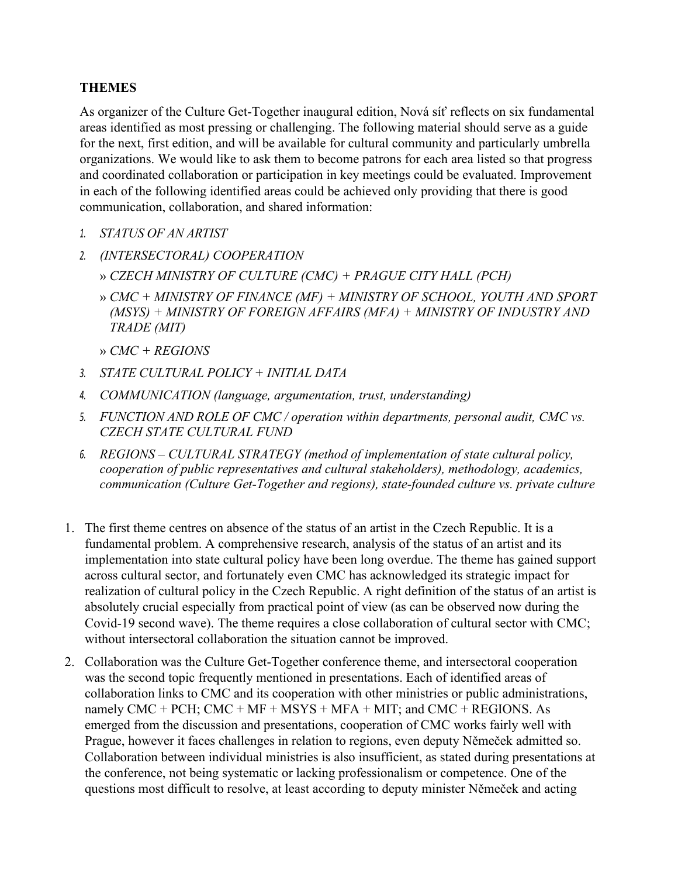### THEMES

As organizer of the Culture Get-Together inaugural edition, Nová síť reflects on six fundamental areas identified as most pressing or challenging. The following material should serve as a guide for the next, first edition, and will be available for cultural community and particularly umbrella organizations. We would like to ask them to become patrons for each area listed so that progress and coordinated collaboration or participation in key meetings could be evaluated. Improvement in each of the following identified areas could be achieved only providing that there is good communication, collaboration, and shared information:

1. *STATUS OF AN ARTIST*
2. *(INTERSECTORAL) COOPERATION*
   - » *CZECH MINISTRY OF CULTURE (CMC) + PRAGUE CITY HALL (PCH)*
   - » *CMC + MINISTRY OF FINANCE (MF) + MINISTRY OF SCHOOL, YOUTH AND SPORT (MSYS) + MINISTRY OF FOREIGN AFFAIRS (MFA) + MINISTRY OF INDUSTRY AND TRADE (MIT)*
   - » *CMC + REGIONS*
3. *STATE CULTURAL POLICY + INITIAL DATA*
4. *COMMUNICATION (language, argumentation, trust, understanding)*
5. *FUNCTION AND ROLE OF CMC / operation within departments, personal audit, CMC vs. CZECH STATE CULTURAL FUND*
6. *REGIONS – CULTURAL STRATEGY (method of implementation of state cultural policy, cooperation of public representatives and cultural stakeholders), methodology, academics, communication (Culture Get-Together and regions), state-founded culture vs. private culture*

1. The first theme centres on absence of the status of an artist in the Czech Republic. It is a fundamental problem. A comprehensive research, analysis of the status of an artist and its implementation into state cultural policy have been long overdue. The theme has gained support across cultural sector, and fortunately even CMC has acknowledged its strategic impact for realization of cultural policy in the Czech Republic. A right definition of the status of an artist is absolutely crucial especially from practical point of view (as can be observed now during the Covid-19 second wave). The theme requires a close collaboration of cultural sector with CMC; without intersectoral collaboration the situation cannot be improved.
2. Collaboration was the Culture Get-Together conference theme, and intersectoral cooperation was the second topic frequently mentioned in presentations. Each of identified areas of collaboration links to CMC and its cooperation with other ministries or public administrations, namely CMC + PCH; CMC + MF + MSYS + MFA + MIT; and CMC + REGIONS. As emerged from the discussion and presentations, cooperation of CMC works fairly well with Prague, however it faces challenges in relation to regions, even deputy Němeček admitted so. Collaboration between individual ministries is also insufficient, as stated during presentations at the conference, not being systematic or lacking professionalism or competence. One of the questions most difficult to resolve, at least according to deputy minister Němeček and acting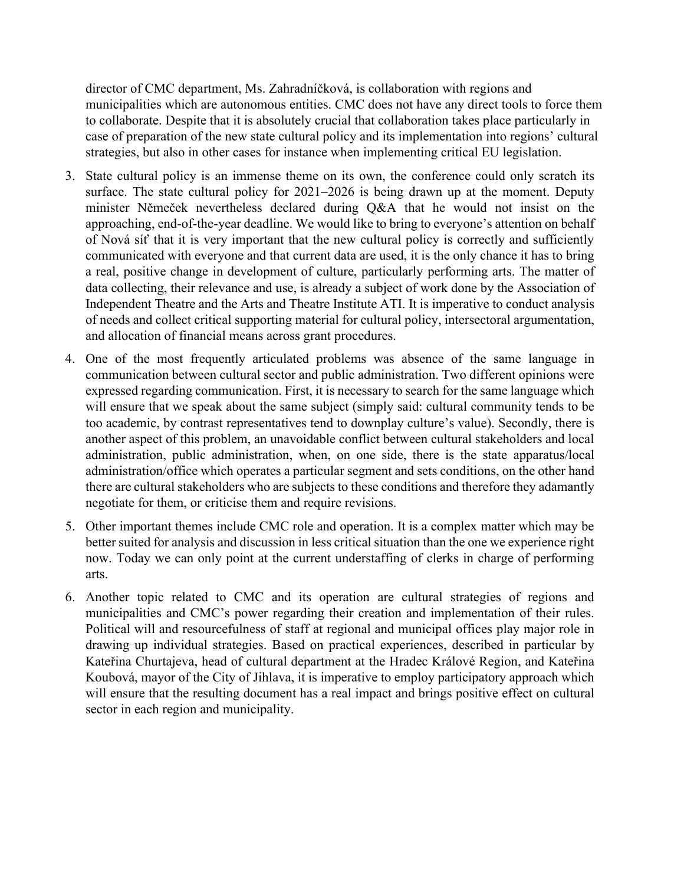director of CMC department, Ms. Zahradníčková, is collaboration with regions and municipalities which are autonomous entities. CMC does not have any direct tools to force them to collaborate. Despite that it is absolutely crucial that collaboration takes place particularly in case of preparation of the new state cultural policy and its implementation into regions' cultural strategies, but also in other cases for instance when implementing critical EU legislation.

3. State cultural policy is an immense theme on its own, the conference could only scratch its surface. The state cultural policy for 2021–2026 is being drawn up at the moment. Deputy minister Němeček nevertheless declared during Q&A that he would not insist on the approaching, end-of-the-year deadline. We would like to bring to everyone's attention on behalf of Nová síť that it is very important that the new cultural policy is correctly and sufficiently communicated with everyone and that current data are used, it is the only chance it has to bring a real, positive change in development of culture, particularly performing arts. The matter of data collecting, their relevance and use, is already a subject of work done by the Association of Independent Theatre and the Arts and Theatre Institute ATI. It is imperative to conduct analysis of needs and collect critical supporting material for cultural policy, intersectoral argumentation, and allocation of financial means across grant procedures.

4. One of the most frequently articulated problems was absence of the same language in communication between cultural sector and public administration. Two different opinions were expressed regarding communication. First, it is necessary to search for the same language which will ensure that we speak about the same subject (simply said: cultural community tends to be too academic, by contrast representatives tend to downplay culture's value). Secondly, there is another aspect of this problem, an unavoidable conflict between cultural stakeholders and local administration, public administration, when, on one side, there is the state apparatus/local administration/office which operates a particular segment and sets conditions, on the other hand there are cultural stakeholders who are subjects to these conditions and therefore they adamantly negotiate for them, or criticise them and require revisions.

5. Other important themes include CMC role and operation. It is a complex matter which may be better suited for analysis and discussion in less critical situation than the one we experience right now. Today we can only point at the current understaffing of clerks in charge of performing arts.

6. Another topic related to CMC and its operation are cultural strategies of regions and municipalities and CMC's power regarding their creation and implementation of their rules. Political will and resourcefulness of staff at regional and municipal offices play major role in drawing up individual strategies. Based on practical experiences, described in particular by Kateřina Churtajeva, head of cultural department at the Hradec Králové Region, and Kateřina Koubová, mayor of the City of Jihlava, it is imperative to employ participatory approach which will ensure that the resulting document has a real impact and brings positive effect on cultural sector in each region and municipality.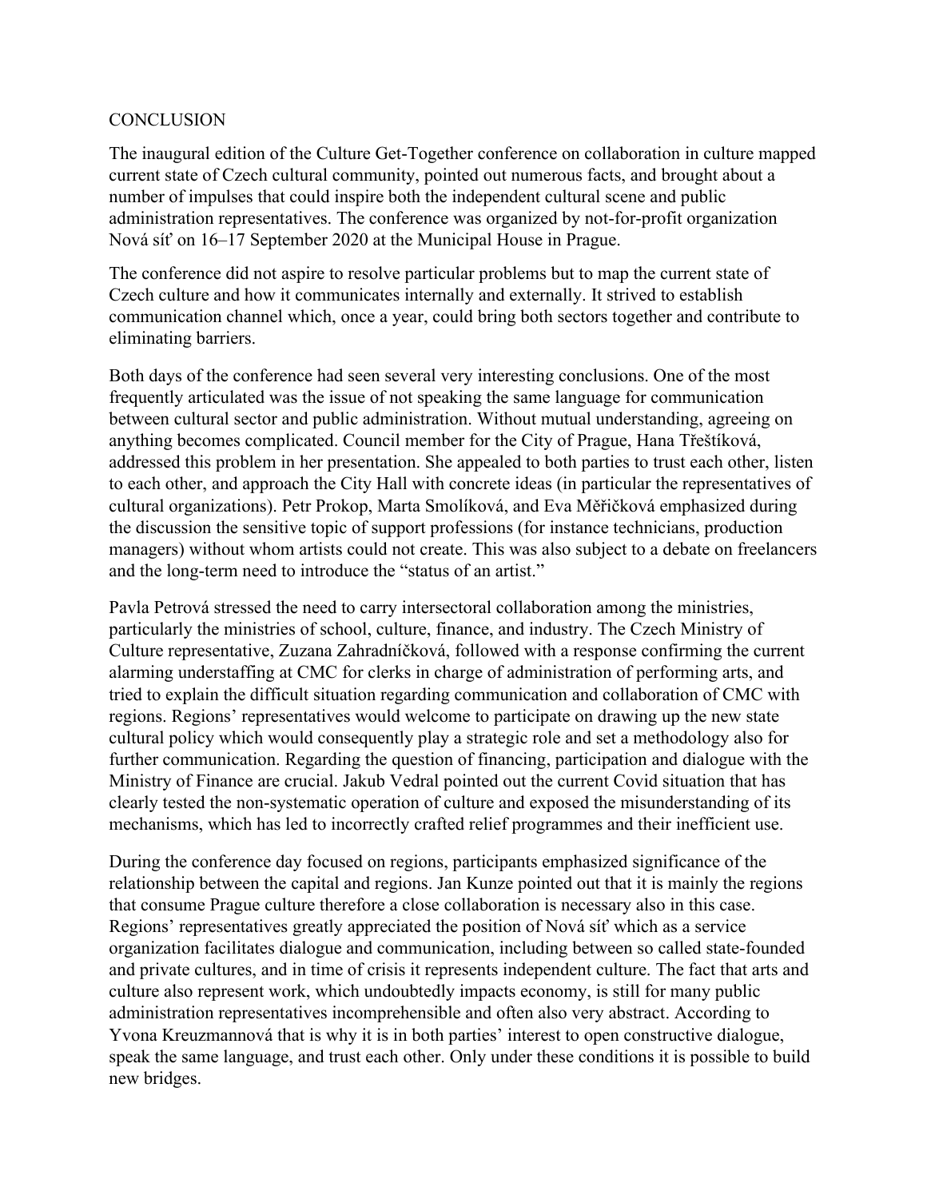# CONCLUSION

The inaugural edition of the Culture Get-Together conference on collaboration in culture mapped current state of Czech cultural community, pointed out numerous facts, and brought about a number of impulses that could inspire both the independent cultural scene and public administration representatives. The conference was organized by not-for-profit organization Nová síť on 16–17 September 2020 at the Municipal House in Prague.

The conference did not aspire to resolve particular problems but to map the current state of Czech culture and how it communicates internally and externally. It strived to establish communication channel which, once a year, could bring both sectors together and contribute to eliminating barriers.

Both days of the conference had seen several very interesting conclusions. One of the most frequently articulated was the issue of not speaking the same language for communication between cultural sector and public administration. Without mutual understanding, agreeing on anything becomes complicated. Council member for the City of Prague, Hana Třeštíková, addressed this problem in her presentation. She appealed to both parties to trust each other, listen to each other, and approach the City Hall with concrete ideas (in particular the representatives of cultural organizations). Petr Prokop, Marta Smolíková, and Eva Měřičková emphasized during the discussion the sensitive topic of support professions (for instance technicians, production managers) without whom artists could not create. This was also subject to a debate on freelancers and the long-term need to introduce the "status of an artist."

Pavla Petrová stressed the need to carry intersectoral collaboration among the ministries, particularly the ministries of school, culture, finance, and industry. The Czech Ministry of Culture representative, Zuzana Zahradníčková, followed with a response confirming the current alarming understaffing at CMC for clerks in charge of administration of performing arts, and tried to explain the difficult situation regarding communication and collaboration of CMC with regions. Regions' representatives would welcome to participate on drawing up the new state cultural policy which would consequently play a strategic role and set a methodology also for further communication. Regarding the question of financing, participation and dialogue with the Ministry of Finance are crucial. Jakub Vedral pointed out the current Covid situation that has clearly tested the non-systematic operation of culture and exposed the misunderstanding of its mechanisms, which has led to incorrectly crafted relief programmes and their inefficient use.

During the conference day focused on regions, participants emphasized significance of the relationship between the capital and regions. Jan Kunze pointed out that it is mainly the regions that consume Prague culture therefore a close collaboration is necessary also in this case. Regions' representatives greatly appreciated the position of Nová síť which as a service organization facilitates dialogue and communication, including between so called state-founded and private cultures, and in time of crisis it represents independent culture. The fact that arts and culture also represent work, which undoubtedly impacts economy, is still for many public administration representatives incomprehensible and often also very abstract. According to Yvona Kreuzmannová that is why it is in both parties' interest to open constructive dialogue, speak the same language, and trust each other. Only under these conditions it is possible to build new bridges.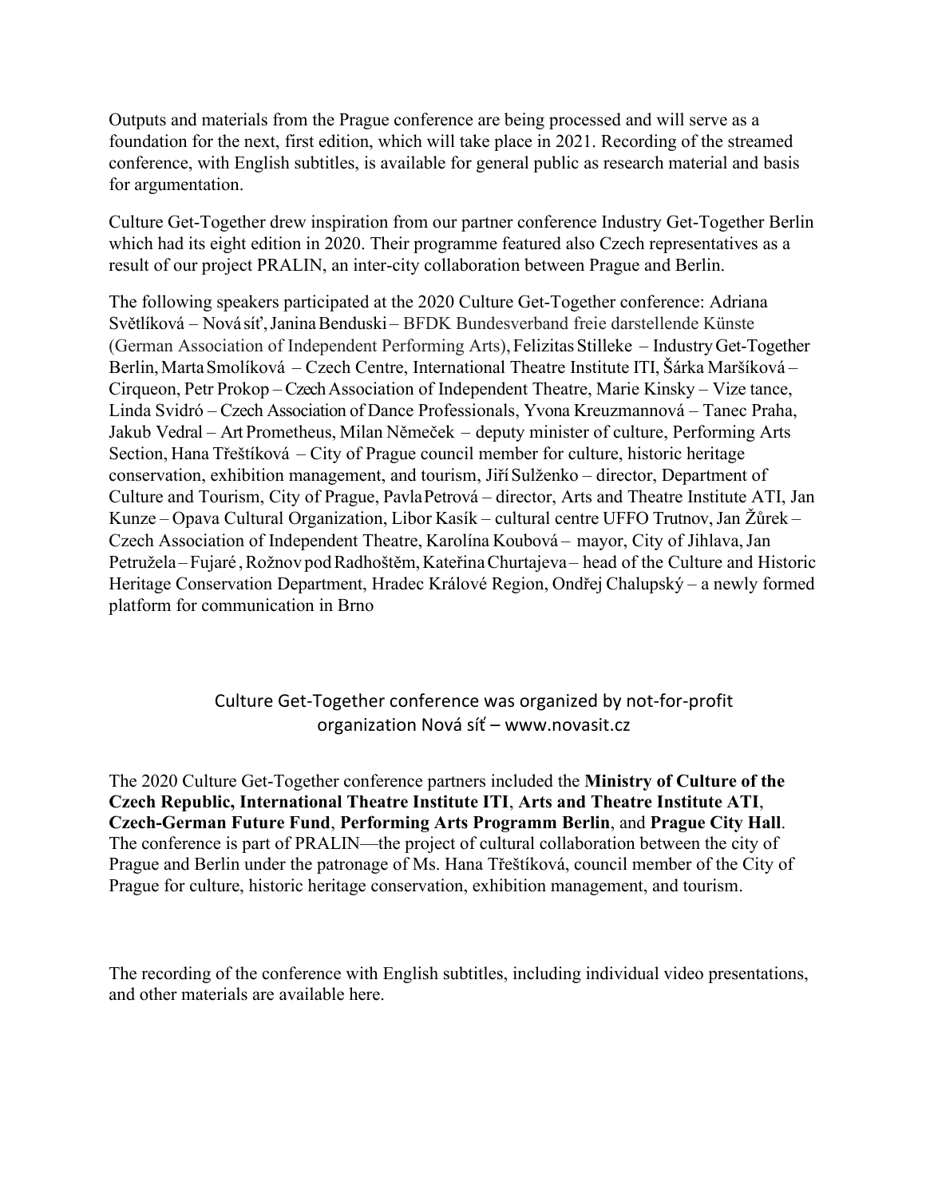Outputs and materials from the Prague conference are being processed and will serve as a foundation for the next, first edition, which will take place in 2021. Recording of the streamed conference, with English subtitles, is available for general public as research material and basis for argumentation.

Culture Get-Together drew inspiration from our partner conference Industry Get-Together Berlin which had its eight edition in 2020. Their programme featured also Czech representatives as a result of our project PRALIN, an inter-city collaboration between Prague and Berlin.

The following speakers participated at the 2020 Culture Get-Together conference: Adriana Světlíková – Nová síť, Janina Benduski – BFDK Bundesverband freie darstellende Künste (German Association of Independent Performing Arts), Felizitas Stilleke – Industry Get-Together Berlin, Marta Smolíková – Czech Centre, International Theatre Institute ITI, Šárka Maršíková – Cirqueon, Petr Prokop – Czech Association of Independent Theatre, Marie Kinsky – Vize tance, Linda Svidró – Czech Association of Dance Professionals, Yvona Kreuzmannová – Tanec Praha, Jakub Vedral – Art Prometheus, Milan Němeček – deputy minister of culture, Performing Arts Section, Hana Třeštíková – City of Prague council member for culture, historic heritage conservation, exhibition management, and tourism, Jiří Sulženko – director, Department of Culture and Tourism, City of Prague, Pavla Petrová – director, Arts and Theatre Institute ATI, Jan Kunze – Opava Cultural Organization, Libor Kasík – cultural centre UFFO Trutnov, Jan Žůrek – Czech Association of Independent Theatre, Karolína Koubová – mayor, City of Jihlava, Jan Petružela – Fujaré , Rožnov pod Radhoštěm, Kateřina Churtajeva – head of the Culture and Historic Heritage Conservation Department, Hradec Králové Region, Ondřej Chalupský – a newly formed platform for communication in Brno

Culture Get-Together conference was organized by not-for-profit organization Nová síť – www.novasit.cz

The 2020 Culture Get-Together conference partners included the **Ministry of Culture of the Czech Republic, International Theatre Institute ITI**, **Arts and Theatre Institute ATI**, **Czech-German Future Fund**, **Performing Arts Programm Berlin**, and **Prague City Hall**. The conference is part of PRALIN—the project of cultural collaboration between the city of Prague and Berlin under the patronage of Ms. Hana Třeštíková, council member of the City of Prague for culture, historic heritage conservation, exhibition management, and tourism.

The recording of the conference with English subtitles, including individual video presentations, and other materials are available here.